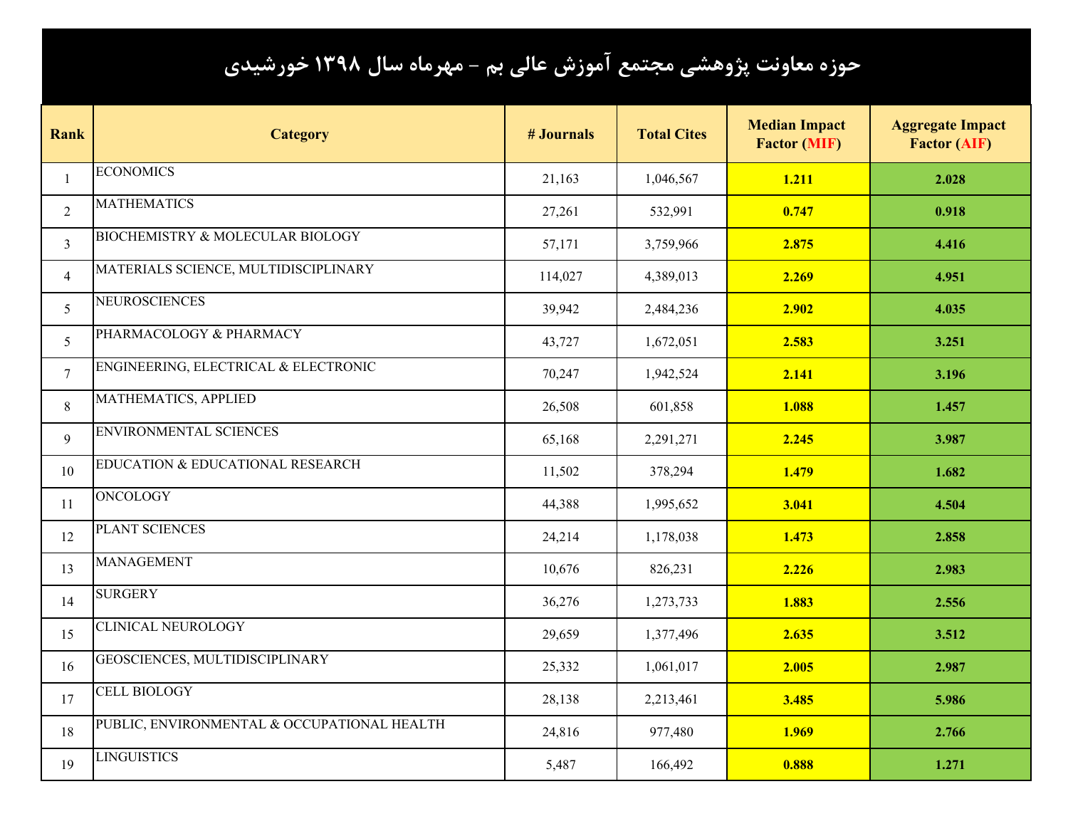# حوزه معاونت پژوهشی مجتمع آموزش عالی بم – مهرماه سال ۱۳۹۸ خورشیدی

| Rank | Category | # Journals | Total Cites | Median Impact Factor (MIF) | Aggregate Impact Factor (AIF) |
|---|---|---|---|---|---|
| 1 | ECONOMICS | 21,163 | 1,046,567 | **1.211** | **2.028** |
| 2 | MATHEMATICS | 27,261 | 532,991 | **0.747** | **0.918** |
| 3 | BIOCHEMISTRY & MOLECULAR BIOLOGY | 57,171 | 3,759,966 | **2.875** | **4.416** |
| 4 | MATERIALS SCIENCE, MULTIDISCIPLINARY | 114,027 | 4,389,013 | **2.269** | **4.951** |
| 5 | NEUROSCIENCES | 39,942 | 2,484,236 | **2.902** | **4.035** |
| 5 | PHARMACOLOGY & PHARMACY | 43,727 | 1,672,051 | **2.583** | **3.251** |
| 7 | ENGINEERING, ELECTRICAL & ELECTRONIC | 70,247 | 1,942,524 | **2.141** | **3.196** |
| 8 | MATHEMATICS, APPLIED | 26,508 | 601,858 | **1.088** | **1.457** |
| 9 | ENVIRONMENTAL SCIENCES | 65,168 | 2,291,271 | **2.245** | **3.987** |
| 10 | EDUCATION & EDUCATIONAL RESEARCH | 11,502 | 378,294 | **1.479** | **1.682** |
| 11 | ONCOLOGY | 44,388 | 1,995,652 | **3.041** | **4.504** |
| 12 | PLANT SCIENCES | 24,214 | 1,178,038 | **1.473** | **2.858** |
| 13 | MANAGEMENT | 10,676 | 826,231 | **2.226** | **2.983** |
| 14 | SURGERY | 36,276 | 1,273,733 | **1.883** | **2.556** |
| 15 | CLINICAL NEUROLOGY | 29,659 | 1,377,496 | **2.635** | **3.512** |
| 16 | GEOSCIENCES, MULTIDISCIPLINARY | 25,332 | 1,061,017 | **2.005** | **2.987** |
| 17 | CELL BIOLOGY | 28,138 | 2,213,461 | **3.485** | **5.986** |
| 18 | PUBLIC, ENVIRONMENTAL & OCCUPATIONAL HEALTH | 24,816 | 977,480 | **1.969** | **2.766** |
| 19 | LINGUISTICS | 5,487 | 166,492 | **0.888** | **1.271** |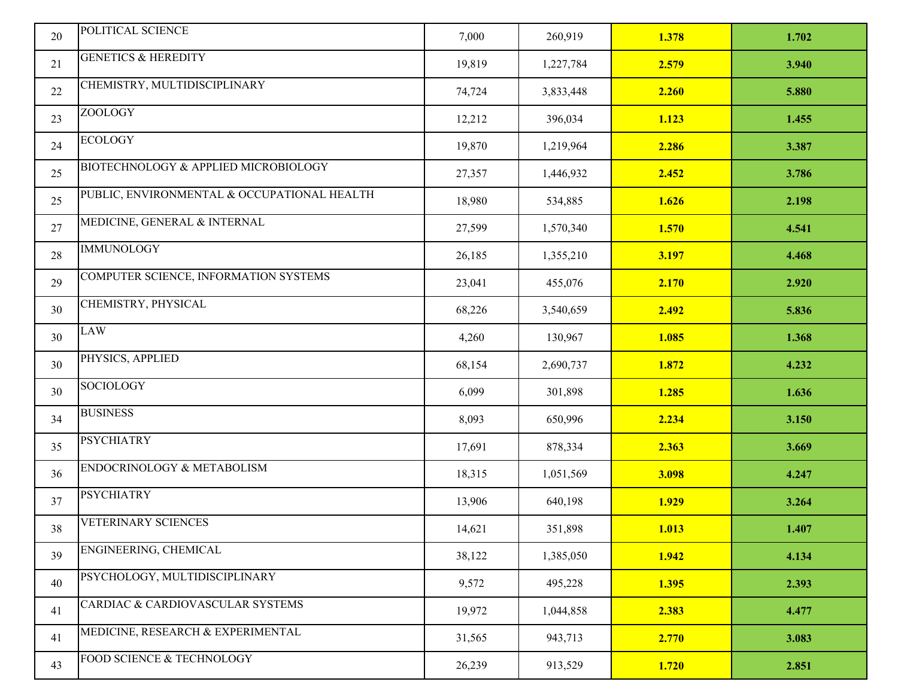| | | | | | |
|---|---|---|---|---|---|
| 20 | POLITICAL SCIENCE | 7,000 | 260,919 | **1.378** | **1.702** |
| 21 | GENETICS & HEREDITY | 19,819 | 1,227,784 | **2.579** | **3.940** |
| 22 | CHEMISTRY, MULTIDISCIPLINARY | 74,724 | 3,833,448 | **2.260** | **5.880** |
| 23 | ZOOLOGY | 12,212 | 396,034 | **1.123** | **1.455** |
| 24 | ECOLOGY | 19,870 | 1,219,964 | **2.286** | **3.387** |
| 25 | BIOTECHNOLOGY & APPLIED MICROBIOLOGY | 27,357 | 1,446,932 | **2.452** | **3.786** |
| 25 | PUBLIC, ENVIRONMENTAL & OCCUPATIONAL HEALTH | 18,980 | 534,885 | **1.626** | **2.198** |
| 27 | MEDICINE, GENERAL & INTERNAL | 27,599 | 1,570,340 | **1.570** | **4.541** |
| 28 | IMMUNOLOGY | 26,185 | 1,355,210 | **3.197** | **4.468** |
| 29 | COMPUTER SCIENCE, INFORMATION SYSTEMS | 23,041 | 455,076 | **2.170** | **2.920** |
| 30 | CHEMISTRY, PHYSICAL | 68,226 | 3,540,659 | **2.492** | **5.836** |
| 30 | LAW | 4,260 | 130,967 | **1.085** | **1.368** |
| 30 | PHYSICS, APPLIED | 68,154 | 2,690,737 | **1.872** | **4.232** |
| 30 | SOCIOLOGY | 6,099 | 301,898 | **1.285** | **1.636** |
| 34 | BUSINESS | 8,093 | 650,996 | **2.234** | **3.150** |
| 35 | PSYCHIATRY | 17,691 | 878,334 | **2.363** | **3.669** |
| 36 | ENDOCRINOLOGY & METABOLISM | 18,315 | 1,051,569 | **3.098** | **4.247** |
| 37 | PSYCHIATRY | 13,906 | 640,198 | **1.929** | **3.264** |
| 38 | VETERINARY SCIENCES | 14,621 | 351,898 | **1.013** | **1.407** |
| 39 | ENGINEERING, CHEMICAL | 38,122 | 1,385,050 | **1.942** | **4.134** |
| 40 | PSYCHOLOGY, MULTIDISCIPLINARY | 9,572 | 495,228 | **1.395** | **2.393** |
| 41 | CARDIAC & CARDIOVASCULAR SYSTEMS | 19,972 | 1,044,858 | **2.383** | **4.477** |
| 41 | MEDICINE, RESEARCH & EXPERIMENTAL | 31,565 | 943,713 | **2.770** | **3.083** |
| 43 | FOOD SCIENCE & TECHNOLOGY | 26,239 | 913,529 | **1.720** | **2.851** |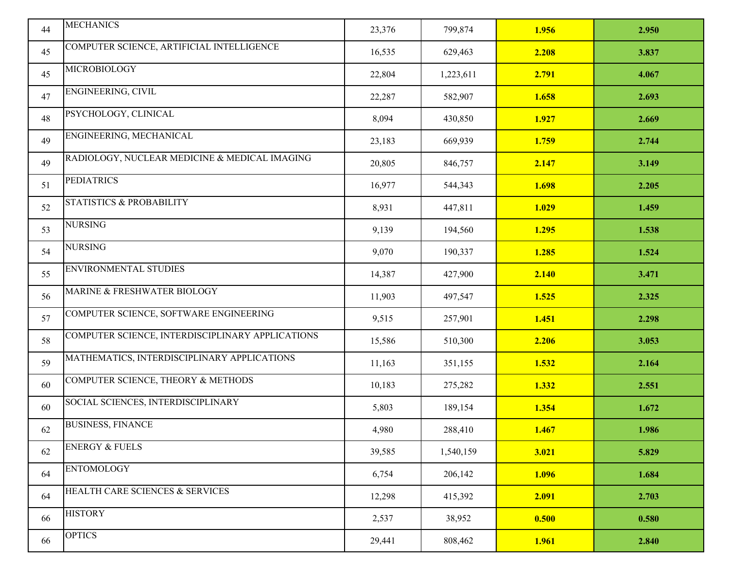| | | | | | |
|---|---|---|---|---|---|
| 44 | MECHANICS | 23,376 | 799,874 | **1.956** | **2.950** |
| 45 | COMPUTER SCIENCE, ARTIFICIAL INTELLIGENCE | 16,535 | 629,463 | **2.208** | **3.837** |
| 45 | MICROBIOLOGY | 22,804 | 1,223,611 | **2.791** | **4.067** |
| 47 | ENGINEERING, CIVIL | 22,287 | 582,907 | **1.658** | **2.693** |
| 48 | PSYCHOLOGY, CLINICAL | 8,094 | 430,850 | **1.927** | **2.669** |
| 49 | ENGINEERING, MECHANICAL | 23,183 | 669,939 | **1.759** | **2.744** |
| 49 | RADIOLOGY, NUCLEAR MEDICINE & MEDICAL IMAGING | 20,805 | 846,757 | **2.147** | **3.149** |
| 51 | PEDIATRICS | 16,977 | 544,343 | **1.698** | **2.205** |
| 52 | STATISTICS & PROBABILITY | 8,931 | 447,811 | **1.029** | **1.459** |
| 53 | NURSING | 9,139 | 194,560 | **1.295** | **1.538** |
| 54 | NURSING | 9,070 | 190,337 | **1.285** | **1.524** |
| 55 | ENVIRONMENTAL STUDIES | 14,387 | 427,900 | **2.140** | **3.471** |
| 56 | MARINE & FRESHWATER BIOLOGY | 11,903 | 497,547 | **1.525** | **2.325** |
| 57 | COMPUTER SCIENCE, SOFTWARE ENGINEERING | 9,515 | 257,901 | **1.451** | **2.298** |
| 58 | COMPUTER SCIENCE, INTERDISCIPLINARY APPLICATIONS | 15,586 | 510,300 | **2.206** | **3.053** |
| 59 | MATHEMATICS, INTERDISCIPLINARY APPLICATIONS | 11,163 | 351,155 | **1.532** | **2.164** |
| 60 | COMPUTER SCIENCE, THEORY & METHODS | 10,183 | 275,282 | **1.332** | **2.551** |
| 60 | SOCIAL SCIENCES, INTERDISCIPLINARY | 5,803 | 189,154 | **1.354** | **1.672** |
| 62 | BUSINESS, FINANCE | 4,980 | 288,410 | **1.467** | **1.986** |
| 62 | ENERGY & FUELS | 39,585 | 1,540,159 | **3.021** | **5.829** |
| 64 | ENTOMOLOGY | 6,754 | 206,142 | **1.096** | **1.684** |
| 64 | HEALTH CARE SCIENCES & SERVICES | 12,298 | 415,392 | **2.091** | **2.703** |
| 66 | HISTORY | 2,537 | 38,952 | **0.500** | **0.580** |
| 66 | OPTICS | 29,441 | 808,462 | **1.961** | **2.840** |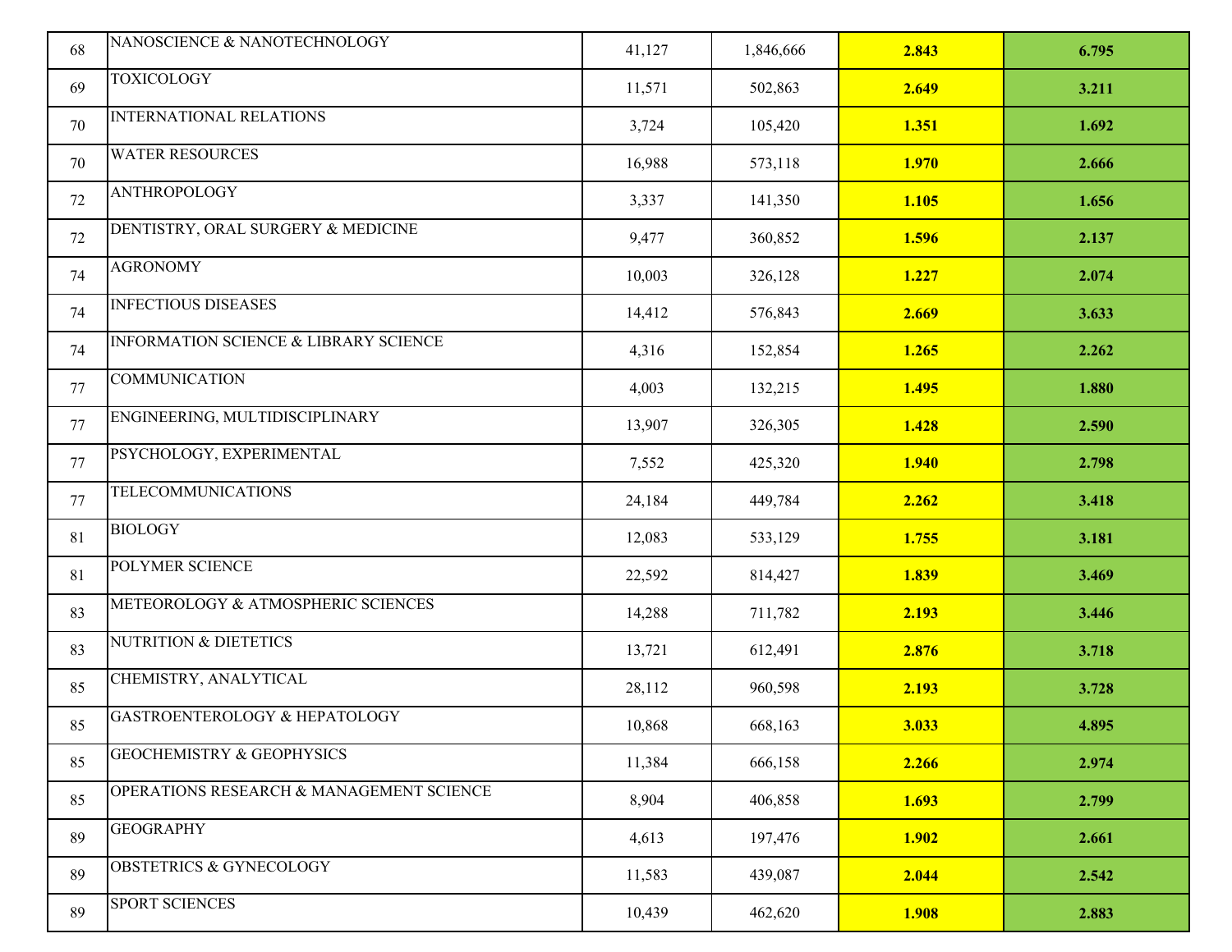| | | | | | |
|---|---|---|---|---|---|
| 68 | NANOSCIENCE & NANOTECHNOLOGY | 41,127 | 1,846,666 | **2.843** | **6.795** |
| 69 | TOXICOLOGY | 11,571 | 502,863 | **2.649** | **3.211** |
| 70 | INTERNATIONAL RELATIONS | 3,724 | 105,420 | **1.351** | **1.692** |
| 70 | WATER RESOURCES | 16,988 | 573,118 | **1.970** | **2.666** |
| 72 | ANTHROPOLOGY | 3,337 | 141,350 | **1.105** | **1.656** |
| 72 | DENTISTRY, ORAL SURGERY & MEDICINE | 9,477 | 360,852 | **1.596** | **2.137** |
| 74 | AGRONOMY | 10,003 | 326,128 | **1.227** | **2.074** |
| 74 | INFECTIOUS DISEASES | 14,412 | 576,843 | **2.669** | **3.633** |
| 74 | INFORMATION SCIENCE & LIBRARY SCIENCE | 4,316 | 152,854 | **1.265** | **2.262** |
| 77 | COMMUNICATION | 4,003 | 132,215 | **1.495** | **1.880** |
| 77 | ENGINEERING, MULTIDISCIPLINARY | 13,907 | 326,305 | **1.428** | **2.590** |
| 77 | PSYCHOLOGY, EXPERIMENTAL | 7,552 | 425,320 | **1.940** | **2.798** |
| 77 | TELECOMMUNICATIONS | 24,184 | 449,784 | **2.262** | **3.418** |
| 81 | BIOLOGY | 12,083 | 533,129 | **1.755** | **3.181** |
| 81 | POLYMER SCIENCE | 22,592 | 814,427 | **1.839** | **3.469** |
| 83 | METEOROLOGY & ATMOSPHERIC SCIENCES | 14,288 | 711,782 | **2.193** | **3.446** |
| 83 | NUTRITION & DIETETICS | 13,721 | 612,491 | **2.876** | **3.718** |
| 85 | CHEMISTRY, ANALYTICAL | 28,112 | 960,598 | **2.193** | **3.728** |
| 85 | GASTROENTEROLOGY & HEPATOLOGY | 10,868 | 668,163 | **3.033** | **4.895** |
| 85 | GEOCHEMISTRY & GEOPHYSICS | 11,384 | 666,158 | **2.266** | **2.974** |
| 85 | OPERATIONS RESEARCH & MANAGEMENT SCIENCE | 8,904 | 406,858 | **1.693** | **2.799** |
| 89 | GEOGRAPHY | 4,613 | 197,476 | **1.902** | **2.661** |
| 89 | OBSTETRICS & GYNECOLOGY | 11,583 | 439,087 | **2.044** | **2.542** |
| 89 | SPORT SCIENCES | 10,439 | 462,620 | **1.908** | **2.883** |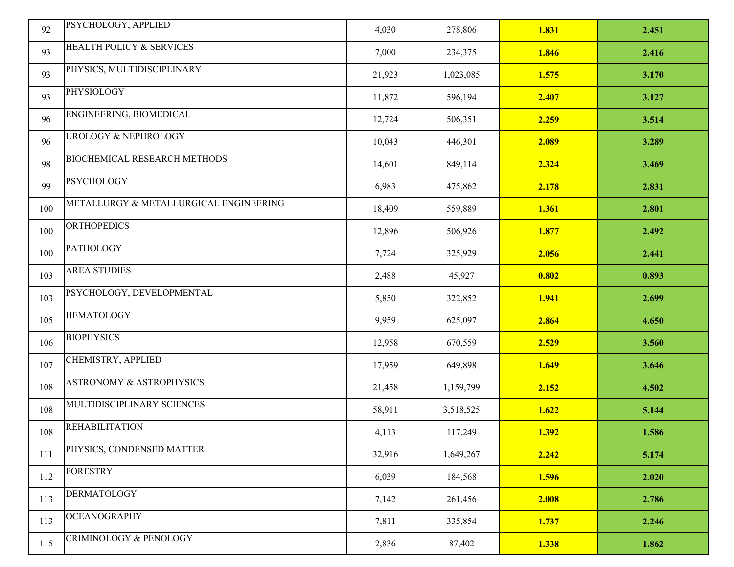| | | | | | |
|---|---|---|---|---|---|
| 92 | PSYCHOLOGY, APPLIED | 4,030 | 278,806 | **1.831** | **2.451** |
| 93 | HEALTH POLICY & SERVICES | 7,000 | 234,375 | **1.846** | **2.416** |
| 93 | PHYSICS, MULTIDISCIPLINARY | 21,923 | 1,023,085 | **1.575** | **3.170** |
| 93 | PHYSIOLOGY | 11,872 | 596,194 | **2.407** | **3.127** |
| 96 | ENGINEERING, BIOMEDICAL | 12,724 | 506,351 | **2.259** | **3.514** |
| 96 | UROLOGY & NEPHROLOGY | 10,043 | 446,301 | **2.089** | **3.289** |
| 98 | BIOCHEMICAL RESEARCH METHODS | 14,601 | 849,114 | **2.324** | **3.469** |
| 99 | PSYCHOLOGY | 6,983 | 475,862 | **2.178** | **2.831** |
| 100 | METALLURGY & METALLURGICAL ENGINEERING | 18,409 | 559,889 | **1.361** | **2.801** |
| 100 | ORTHOPEDICS | 12,896 | 506,926 | **1.877** | **2.492** |
| 100 | PATHOLOGY | 7,724 | 325,929 | **2.056** | **2.441** |
| 103 | AREA STUDIES | 2,488 | 45,927 | **0.802** | **0.893** |
| 103 | PSYCHOLOGY, DEVELOPMENTAL | 5,850 | 322,852 | **1.941** | **2.699** |
| 105 | HEMATOLOGY | 9,959 | 625,097 | **2.864** | **4.650** |
| 106 | BIOPHYSICS | 12,958 | 670,559 | **2.529** | **3.560** |
| 107 | CHEMISTRY, APPLIED | 17,959 | 649,898 | **1.649** | **3.646** |
| 108 | ASTRONOMY & ASTROPHYSICS | 21,458 | 1,159,799 | **2.152** | **4.502** |
| 108 | MULTIDISCIPLINARY SCIENCES | 58,911 | 3,518,525 | **1.622** | **5.144** |
| 108 | REHABILITATION | 4,113 | 117,249 | **1.392** | **1.586** |
| 111 | PHYSICS, CONDENSED MATTER | 32,916 | 1,649,267 | **2.242** | **5.174** |
| 112 | FORESTRY | 6,039 | 184,568 | **1.596** | **2.020** |
| 113 | DERMATOLOGY | 7,142 | 261,456 | **2.008** | **2.786** |
| 113 | OCEANOGRAPHY | 7,811 | 335,854 | **1.737** | **2.246** |
| 115 | CRIMINOLOGY & PENOLOGY | 2,836 | 87,402 | **1.338** | **1.862** |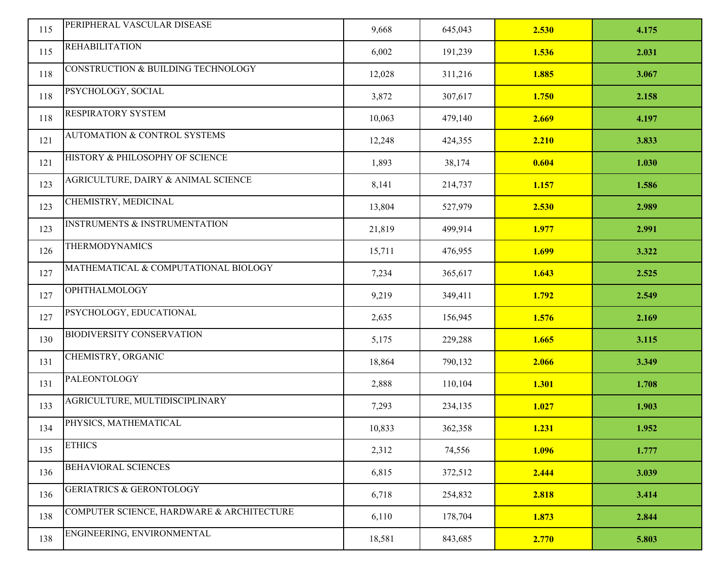| | | | | | |
|---|---|---|---|---|---|
| 115 | PERIPHERAL VASCULAR DISEASE | 9,668 | 645,043 | **2.530** | **4.175** |
| 115 | REHABILITATION | 6,002 | 191,239 | **1.536** | **2.031** |
| 118 | CONSTRUCTION & BUILDING TECHNOLOGY | 12,028 | 311,216 | **1.885** | **3.067** |
| 118 | PSYCHOLOGY, SOCIAL | 3,872 | 307,617 | **1.750** | **2.158** |
| 118 | RESPIRATORY SYSTEM | 10,063 | 479,140 | **2.669** | **4.197** |
| 121 | AUTOMATION & CONTROL SYSTEMS | 12,248 | 424,355 | **2.210** | **3.833** |
| 121 | HISTORY & PHILOSOPHY OF SCIENCE | 1,893 | 38,174 | **0.604** | **1.030** |
| 123 | AGRICULTURE, DAIRY & ANIMAL SCIENCE | 8,141 | 214,737 | **1.157** | **1.586** |
| 123 | CHEMISTRY, MEDICINAL | 13,804 | 527,979 | **2.530** | **2.989** |
| 123 | INSTRUMENTS & INSTRUMENTATION | 21,819 | 499,914 | **1.977** | **2.991** |
| 126 | THERMODYNAMICS | 15,711 | 476,955 | **1.699** | **3.322** |
| 127 | MATHEMATICAL & COMPUTATIONAL BIOLOGY | 7,234 | 365,617 | **1.643** | **2.525** |
| 127 | OPHTHALMOLOGY | 9,219 | 349,411 | **1.792** | **2.549** |
| 127 | PSYCHOLOGY, EDUCATIONAL | 2,635 | 156,945 | **1.576** | **2.169** |
| 130 | BIODIVERSITY CONSERVATION | 5,175 | 229,288 | **1.665** | **3.115** |
| 131 | CHEMISTRY, ORGANIC | 18,864 | 790,132 | **2.066** | **3.349** |
| 131 | PALEONTOLOGY | 2,888 | 110,104 | **1.301** | **1.708** |
| 133 | AGRICULTURE, MULTIDISCIPLINARY | 7,293 | 234,135 | **1.027** | **1.903** |
| 134 | PHYSICS, MATHEMATICAL | 10,833 | 362,358 | **1.231** | **1.952** |
| 135 | ETHICS | 2,312 | 74,556 | **1.096** | **1.777** |
| 136 | BEHAVIORAL SCIENCES | 6,815 | 372,512 | **2.444** | **3.039** |
| 136 | GERIATRICS & GERONTOLOGY | 6,718 | 254,832 | **2.818** | **3.414** |
| 138 | COMPUTER SCIENCE, HARDWARE & ARCHITECTURE | 6,110 | 178,704 | **1.873** | **2.844** |
| 138 | ENGINEERING, ENVIRONMENTAL | 18,581 | 843,685 | **2.770** | **5.803** |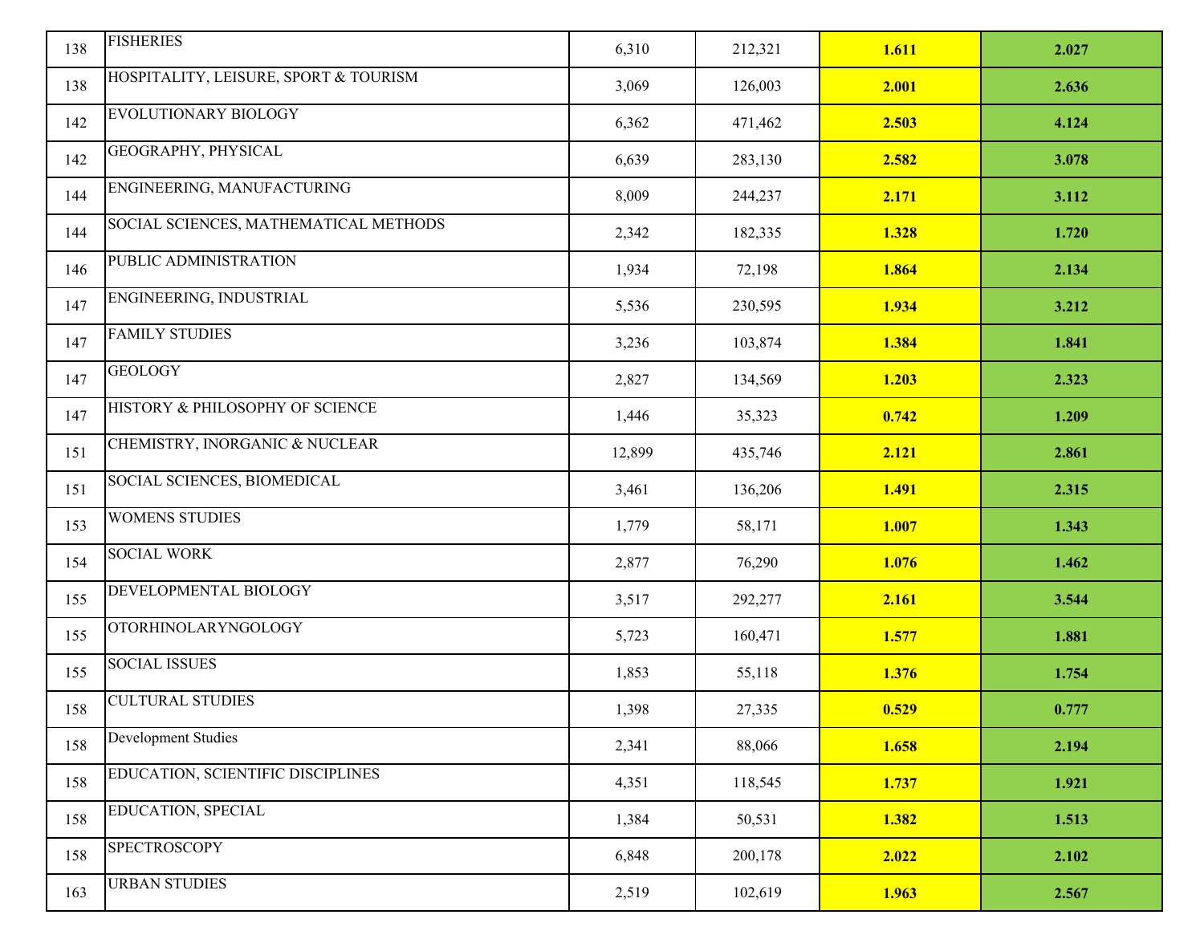| | | | | | |
|---|---|---|---|---|---|
| 138 | FISHERIES | 6,310 | 212,321 | **1.611** | **2.027** |
| 138 | HOSPITALITY, LEISURE, SPORT & TOURISM | 3,069 | 126,003 | **2.001** | **2.636** |
| 142 | EVOLUTIONARY BIOLOGY | 6,362 | 471,462 | **2.503** | **4.124** |
| 142 | GEOGRAPHY, PHYSICAL | 6,639 | 283,130 | **2.582** | **3.078** |
| 144 | ENGINEERING, MANUFACTURING | 8,009 | 244,237 | **2.171** | **3.112** |
| 144 | SOCIAL SCIENCES, MATHEMATICAL METHODS | 2,342 | 182,335 | **1.328** | **1.720** |
| 146 | PUBLIC ADMINISTRATION | 1,934 | 72,198 | **1.864** | **2.134** |
| 147 | ENGINEERING, INDUSTRIAL | 5,536 | 230,595 | **1.934** | **3.212** |
| 147 | FAMILY STUDIES | 3,236 | 103,874 | **1.384** | **1.841** |
| 147 | GEOLOGY | 2,827 | 134,569 | **1.203** | **2.323** |
| 147 | HISTORY & PHILOSOPHY OF SCIENCE | 1,446 | 35,323 | **0.742** | **1.209** |
| 151 | CHEMISTRY, INORGANIC & NUCLEAR | 12,899 | 435,746 | **2.121** | **2.861** |
| 151 | SOCIAL SCIENCES, BIOMEDICAL | 3,461 | 136,206 | **1.491** | **2.315** |
| 153 | WOMENS STUDIES | 1,779 | 58,171 | **1.007** | **1.343** |
| 154 | SOCIAL WORK | 2,877 | 76,290 | **1.076** | **1.462** |
| 155 | DEVELOPMENTAL BIOLOGY | 3,517 | 292,277 | **2.161** | **3.544** |
| 155 | OTORHINOLARYNGOLOGY | 5,723 | 160,471 | **1.577** | **1.881** |
| 155 | SOCIAL ISSUES | 1,853 | 55,118 | **1.376** | **1.754** |
| 158 | CULTURAL STUDIES | 1,398 | 27,335 | **0.529** | **0.777** |
| 158 | Development Studies | 2,341 | 88,066 | **1.658** | **2.194** |
| 158 | EDUCATION, SCIENTIFIC DISCIPLINES | 4,351 | 118,545 | **1.737** | **1.921** |
| 158 | EDUCATION, SPECIAL | 1,384 | 50,531 | **1.382** | **1.513** |
| 158 | SPECTROSCOPY | 6,848 | 200,178 | **2.022** | **2.102** |
| 163 | URBAN STUDIES | 2,519 | 102,619 | **1.963** | **2.567** |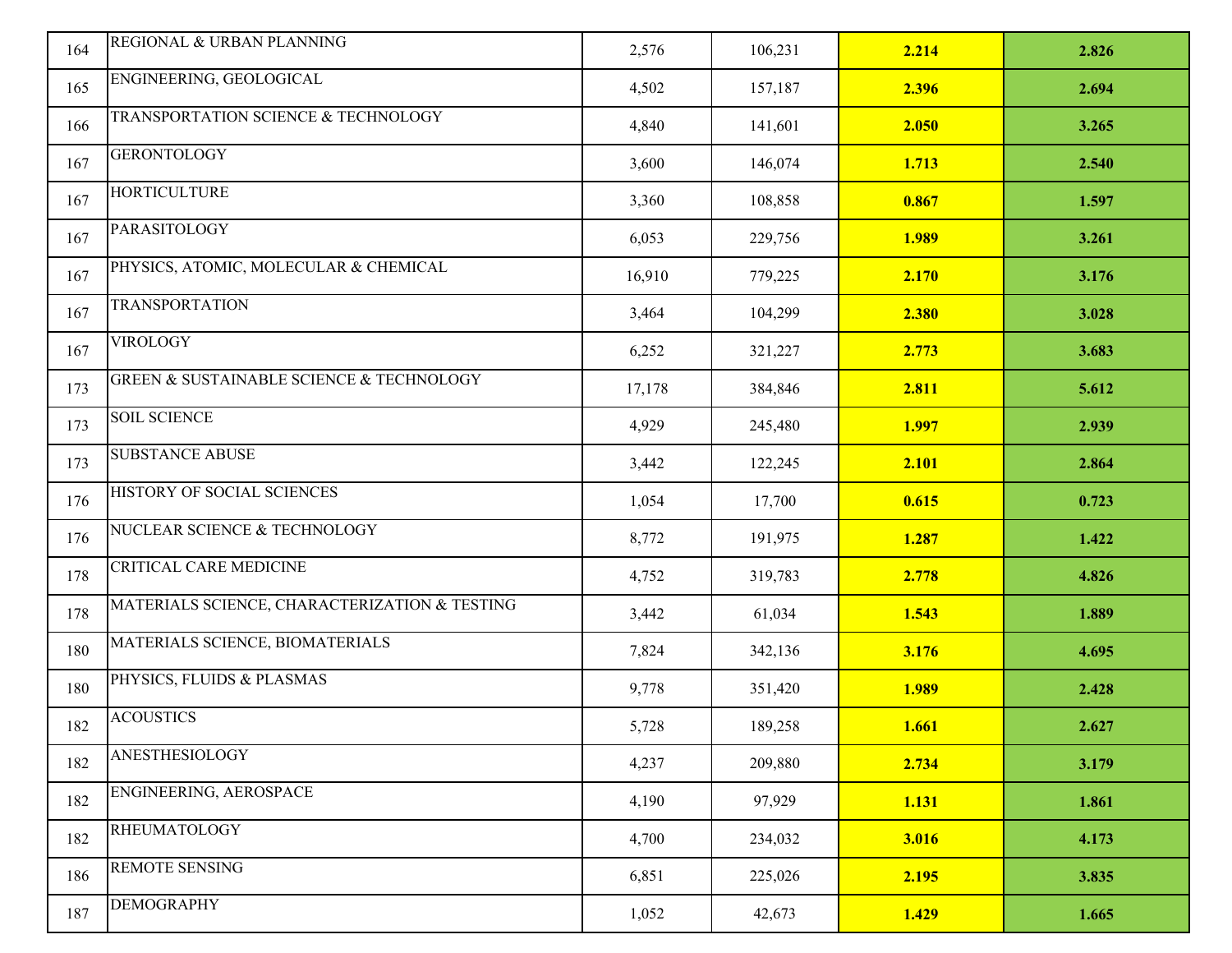| | | | | | |
|---|---|---|---|---|---|
| 164 | REGIONAL & URBAN PLANNING | 2,576 | 106,231 | **2.214** | **2.826** |
| 165 | ENGINEERING, GEOLOGICAL | 4,502 | 157,187 | **2.396** | **2.694** |
| 166 | TRANSPORTATION SCIENCE & TECHNOLOGY | 4,840 | 141,601 | **2.050** | **3.265** |
| 167 | GERONTOLOGY | 3,600 | 146,074 | **1.713** | **2.540** |
| 167 | HORTICULTURE | 3,360 | 108,858 | **0.867** | **1.597** |
| 167 | PARASITOLOGY | 6,053 | 229,756 | **1.989** | **3.261** |
| 167 | PHYSICS, ATOMIC, MOLECULAR & CHEMICAL | 16,910 | 779,225 | **2.170** | **3.176** |
| 167 | TRANSPORTATION | 3,464 | 104,299 | **2.380** | **3.028** |
| 167 | VIROLOGY | 6,252 | 321,227 | **2.773** | **3.683** |
| 173 | GREEN & SUSTAINABLE SCIENCE & TECHNOLOGY | 17,178 | 384,846 | **2.811** | **5.612** |
| 173 | SOIL SCIENCE | 4,929 | 245,480 | **1.997** | **2.939** |
| 173 | SUBSTANCE ABUSE | 3,442 | 122,245 | **2.101** | **2.864** |
| 176 | HISTORY OF SOCIAL SCIENCES | 1,054 | 17,700 | **0.615** | **0.723** |
| 176 | NUCLEAR SCIENCE & TECHNOLOGY | 8,772 | 191,975 | **1.287** | **1.422** |
| 178 | CRITICAL CARE MEDICINE | 4,752 | 319,783 | **2.778** | **4.826** |
| 178 | MATERIALS SCIENCE, CHARACTERIZATION & TESTING | 3,442 | 61,034 | **1.543** | **1.889** |
| 180 | MATERIALS SCIENCE, BIOMATERIALS | 7,824 | 342,136 | **3.176** | **4.695** |
| 180 | PHYSICS, FLUIDS & PLASMAS | 9,778 | 351,420 | **1.989** | **2.428** |
| 182 | ACOUSTICS | 5,728 | 189,258 | **1.661** | **2.627** |
| 182 | ANESTHESIOLOGY | 4,237 | 209,880 | **2.734** | **3.179** |
| 182 | ENGINEERING, AEROSPACE | 4,190 | 97,929 | **1.131** | **1.861** |
| 182 | RHEUMATOLOGY | 4,700 | 234,032 | **3.016** | **4.173** |
| 186 | REMOTE SENSING | 6,851 | 225,026 | **2.195** | **3.835** |
| 187 | DEMOGRAPHY | 1,052 | 42,673 | **1.429** | **1.665** |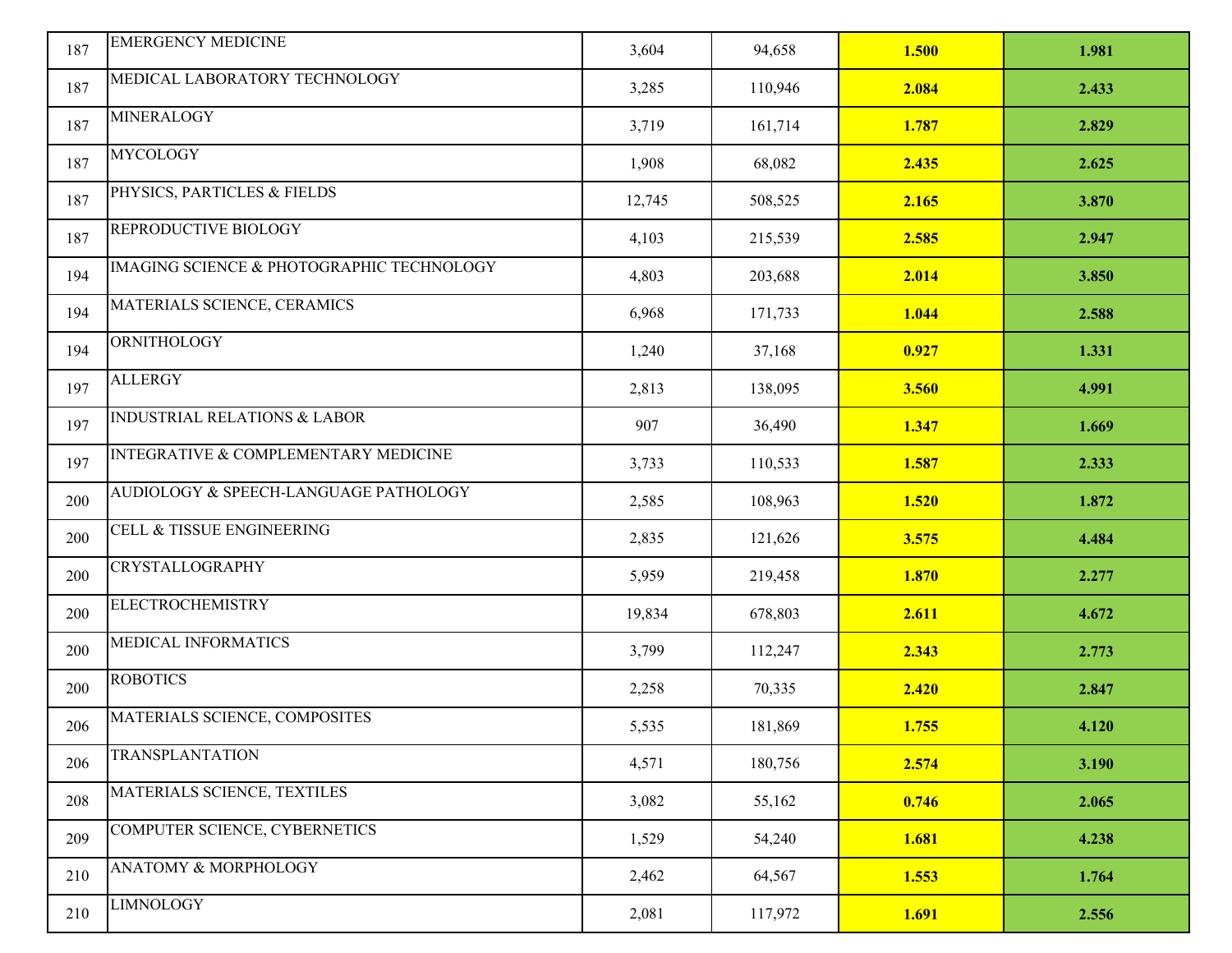| | | | | | |
|---|---|---|---|---|---|
| 187 | EMERGENCY MEDICINE | 3,604 | 94,658 | **1.500** | **1.981** |
| 187 | MEDICAL LABORATORY TECHNOLOGY | 3,285 | 110,946 | **2.084** | **2.433** |
| 187 | MINERALOGY | 3,719 | 161,714 | **1.787** | **2.829** |
| 187 | MYCOLOGY | 1,908 | 68,082 | **2.435** | **2.625** |
| 187 | PHYSICS, PARTICLES & FIELDS | 12,745 | 508,525 | **2.165** | **3.870** |
| 187 | REPRODUCTIVE BIOLOGY | 4,103 | 215,539 | **2.585** | **2.947** |
| 194 | IMAGING SCIENCE & PHOTOGRAPHIC TECHNOLOGY | 4,803 | 203,688 | **2.014** | **3.850** |
| 194 | MATERIALS SCIENCE, CERAMICS | 6,968 | 171,733 | **1.044** | **2.588** |
| 194 | ORNITHOLOGY | 1,240 | 37,168 | **0.927** | **1.331** |
| 197 | ALLERGY | 2,813 | 138,095 | **3.560** | **4.991** |
| 197 | INDUSTRIAL RELATIONS & LABOR | 907 | 36,490 | **1.347** | **1.669** |
| 197 | INTEGRATIVE & COMPLEMENTARY MEDICINE | 3,733 | 110,533 | **1.587** | **2.333** |
| 200 | AUDIOLOGY & SPEECH-LANGUAGE PATHOLOGY | 2,585 | 108,963 | **1.520** | **1.872** |
| 200 | CELL & TISSUE ENGINEERING | 2,835 | 121,626 | **3.575** | **4.484** |
| 200 | CRYSTALLOGRAPHY | 5,959 | 219,458 | **1.870** | **2.277** |
| 200 | ELECTROCHEMISTRY | 19,834 | 678,803 | **2.611** | **4.672** |
| 200 | MEDICAL INFORMATICS | 3,799 | 112,247 | **2.343** | **2.773** |
| 200 | ROBOTICS | 2,258 | 70,335 | **2.420** | **2.847** |
| 206 | MATERIALS SCIENCE, COMPOSITES | 5,535 | 181,869 | **1.755** | **4.120** |
| 206 | TRANSPLANTATION | 4,571 | 180,756 | **2.574** | **3.190** |
| 208 | MATERIALS SCIENCE, TEXTILES | 3,082 | 55,162 | **0.746** | **2.065** |
| 209 | COMPUTER SCIENCE, CYBERNETICS | 1,529 | 54,240 | **1.681** | **4.238** |
| 210 | ANATOMY & MORPHOLOGY | 2,462 | 64,567 | **1.553** | **1.764** |
| 210 | LIMNOLOGY | 2,081 | 117,972 | **1.691** | **2.556** |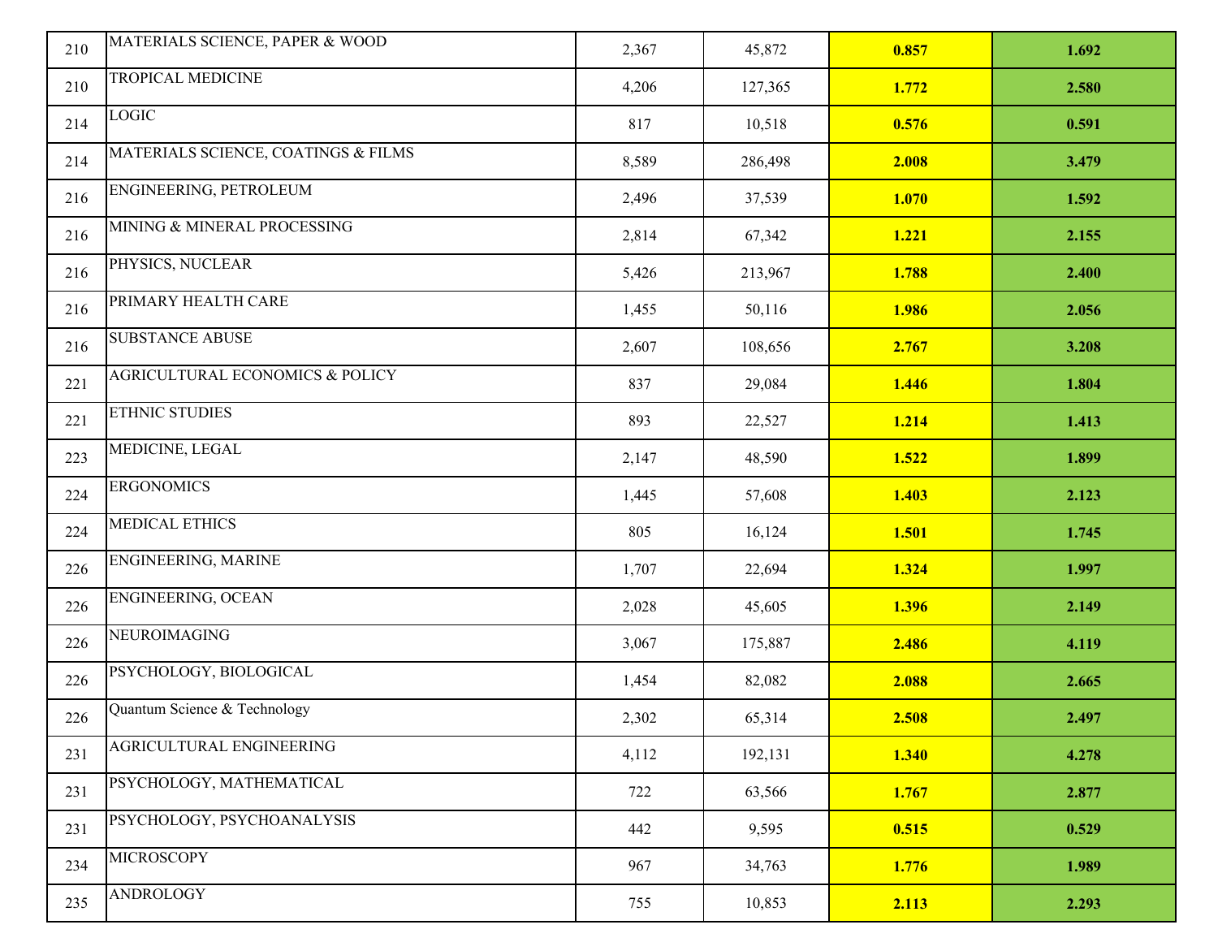| | | | | | |
|---|---|---|---|---|---|
| 210 | MATERIALS SCIENCE, PAPER & WOOD | 2,367 | 45,872 | **0.857** | **1.692** |
| 210 | TROPICAL MEDICINE | 4,206 | 127,365 | **1.772** | **2.580** |
| 214 | LOGIC | 817 | 10,518 | **0.576** | **0.591** |
| 214 | MATERIALS SCIENCE, COATINGS & FILMS | 8,589 | 286,498 | **2.008** | **3.479** |
| 216 | ENGINEERING, PETROLEUM | 2,496 | 37,539 | **1.070** | **1.592** |
| 216 | MINING & MINERAL PROCESSING | 2,814 | 67,342 | **1.221** | **2.155** |
| 216 | PHYSICS, NUCLEAR | 5,426 | 213,967 | **1.788** | **2.400** |
| 216 | PRIMARY HEALTH CARE | 1,455 | 50,116 | **1.986** | **2.056** |
| 216 | SUBSTANCE ABUSE | 2,607 | 108,656 | **2.767** | **3.208** |
| 221 | AGRICULTURAL ECONOMICS & POLICY | 837 | 29,084 | **1.446** | **1.804** |
| 221 | ETHNIC STUDIES | 893 | 22,527 | **1.214** | **1.413** |
| 223 | MEDICINE, LEGAL | 2,147 | 48,590 | **1.522** | **1.899** |
| 224 | ERGONOMICS | 1,445 | 57,608 | **1.403** | **2.123** |
| 224 | MEDICAL ETHICS | 805 | 16,124 | **1.501** | **1.745** |
| 226 | ENGINEERING, MARINE | 1,707 | 22,694 | **1.324** | **1.997** |
| 226 | ENGINEERING, OCEAN | 2,028 | 45,605 | **1.396** | **2.149** |
| 226 | NEUROIMAGING | 3,067 | 175,887 | **2.486** | **4.119** |
| 226 | PSYCHOLOGY, BIOLOGICAL | 1,454 | 82,082 | **2.088** | **2.665** |
| 226 | Quantum Science & Technology | 2,302 | 65,314 | **2.508** | **2.497** |
| 231 | AGRICULTURAL ENGINEERING | 4,112 | 192,131 | **1.340** | **4.278** |
| 231 | PSYCHOLOGY, MATHEMATICAL | 722 | 63,566 | **1.767** | **2.877** |
| 231 | PSYCHOLOGY, PSYCHOANALYSIS | 442 | 9,595 | **0.515** | **0.529** |
| 234 | MICROSCOPY | 967 | 34,763 | **1.776** | **1.989** |
| 235 | ANDROLOGY | 755 | 10,853 | **2.113** | **2.293** |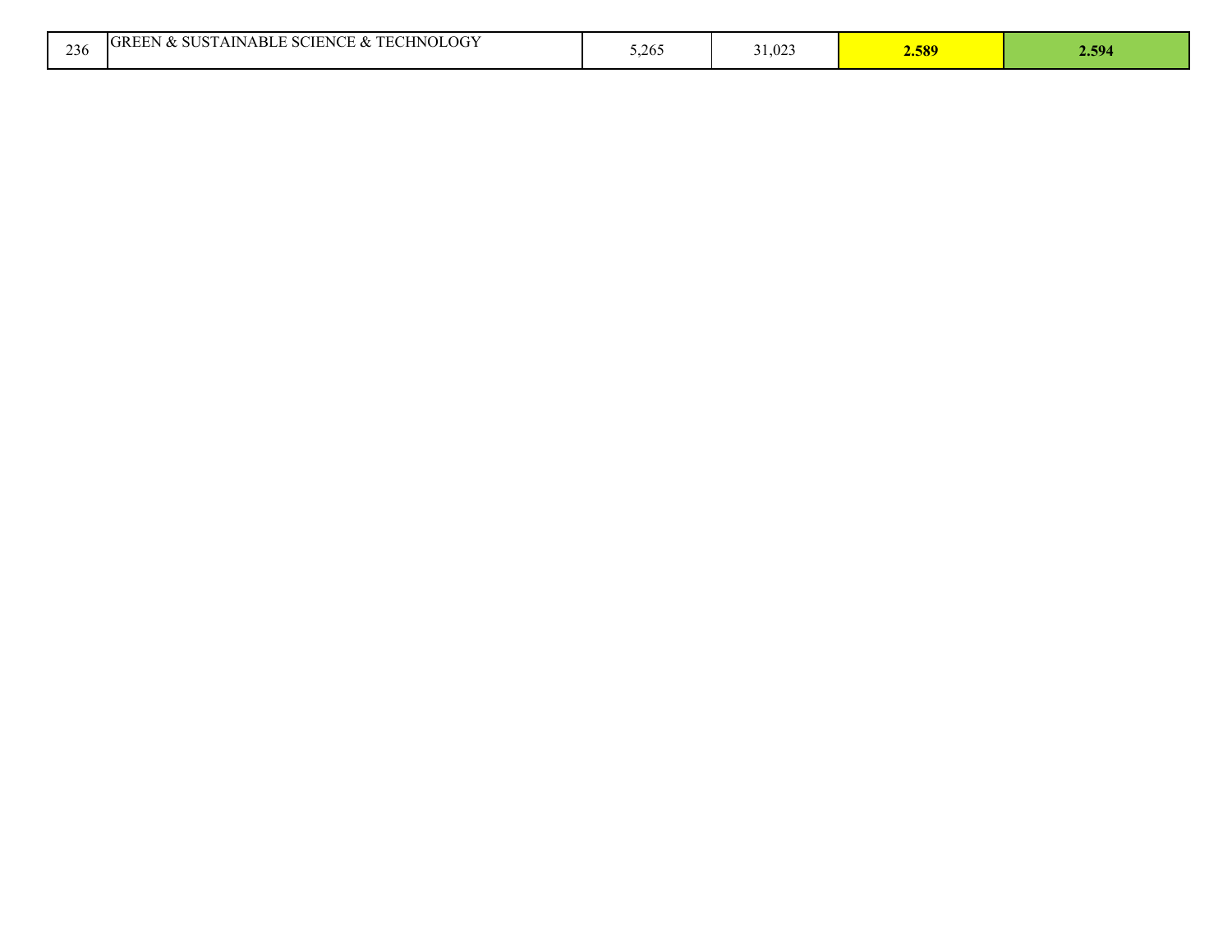| | | | | | |
|---|---|---|---|---|---|
| 236 | GREEN & SUSTAINABLE SCIENCE & TECHNOLOGY | 5,265 | 31,023 | **2.589** | **2.594** |